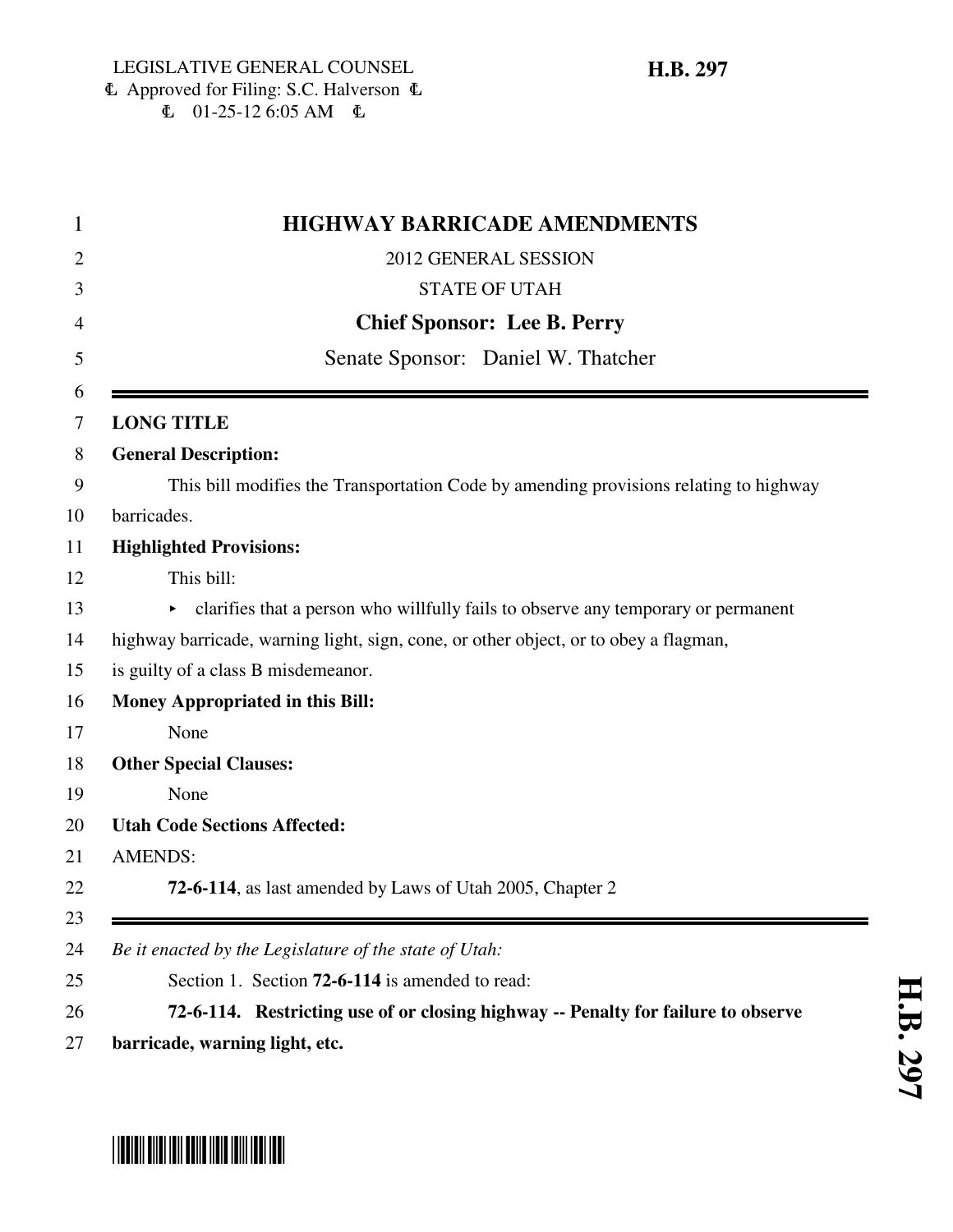LEGISLATIVE GENERAL COUNSEL
Approved for Filing: S.C. Halverson
01-25-12 6:05 AM

**H.B. 297**

# HIGHWAY BARRICADE AMENDMENTS

2012 GENERAL SESSION

STATE OF UTAH

**Chief Sponsor: Lee B. Perry**

Senate Sponsor: Daniel W. Thatcher

---

**LONG TITLE**

**General Description:**

This bill modifies the Transportation Code by amending provisions relating to highway barricades.

**Highlighted Provisions:**

This bill:

- clarifies that a person who willfully fails to observe any temporary or permanent highway barricade, warning light, sign, cone, or other object, or to obey a flagman, is guilty of a class B misdemeanor.

**Money Appropriated in this Bill:**

None

**Other Special Clauses:**

None

**Utah Code Sections Affected:**

AMENDS:

**72-6-114**, as last amended by Laws of Utah 2005, Chapter 2

---

*Be it enacted by the Legislature of the state of Utah:*

Section 1. Section **72-6-114** is amended to read:

**72-6-114. Restricting use of or closing highway -- Penalty for failure to observe barricade, warning light, etc.**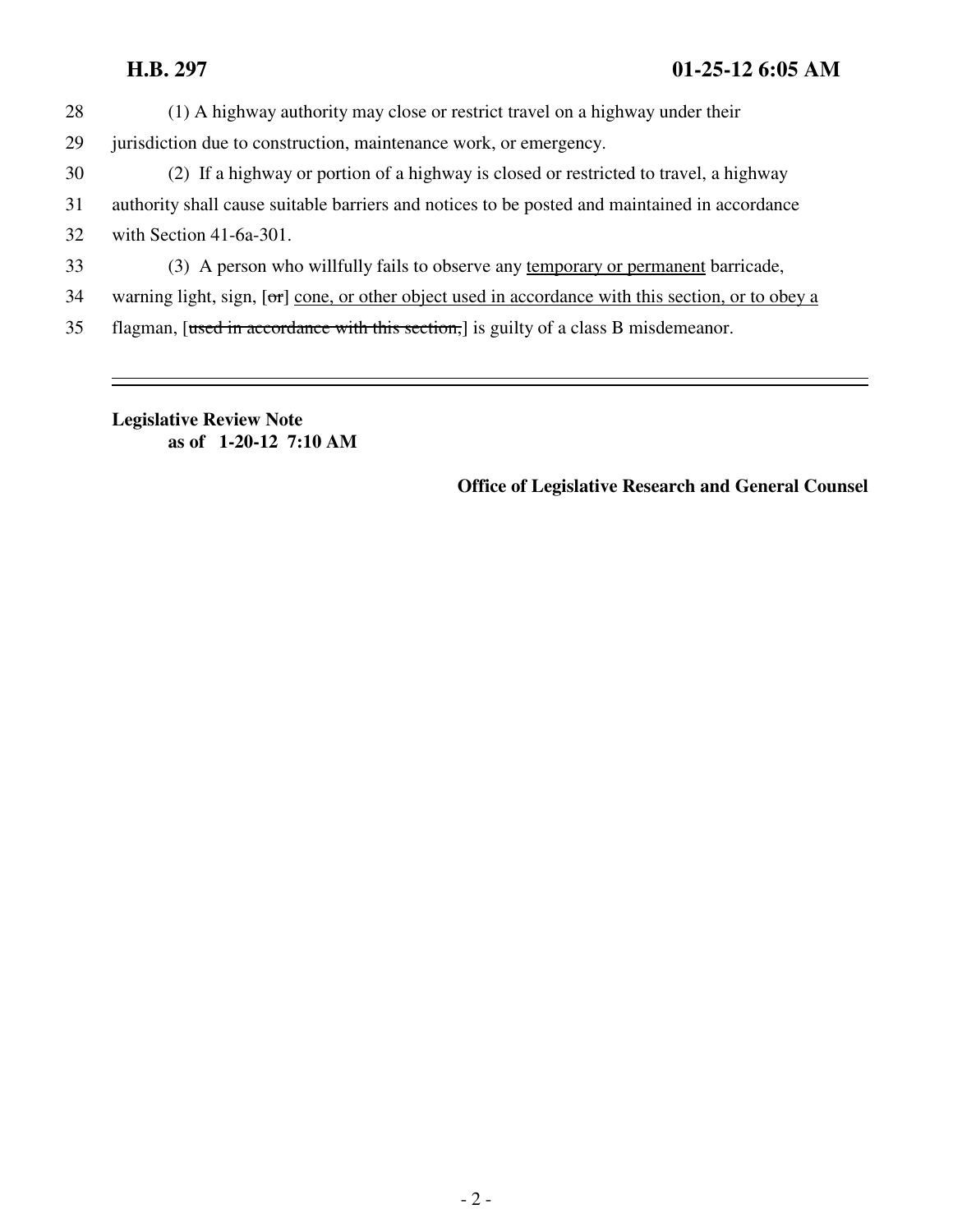28 (1) A highway authority may close or restrict travel on a highway under their
29 jurisdiction due to construction, maintenance work, or emergency.
30 (2) If a highway or portion of a highway is closed or restricted to travel, a highway
31 authority shall cause suitable barriers and notices to be posted and maintained in accordance
32 with Section 41-6a-301.
33 (3) A person who willfully fails to observe any <u>temporary or permanent</u> barricade,
34 warning light, sign, [~~or~~] <u>cone, or other object used in accordance with this section, or to obey a</u>
35 flagman, [~~used in accordance with this section,~~] is guilty of a class B misdemeanor.

---

**Legislative Review Note**
**as of 1-20-12 7:10 AM**

**Office of Legislative Research and General Counsel**